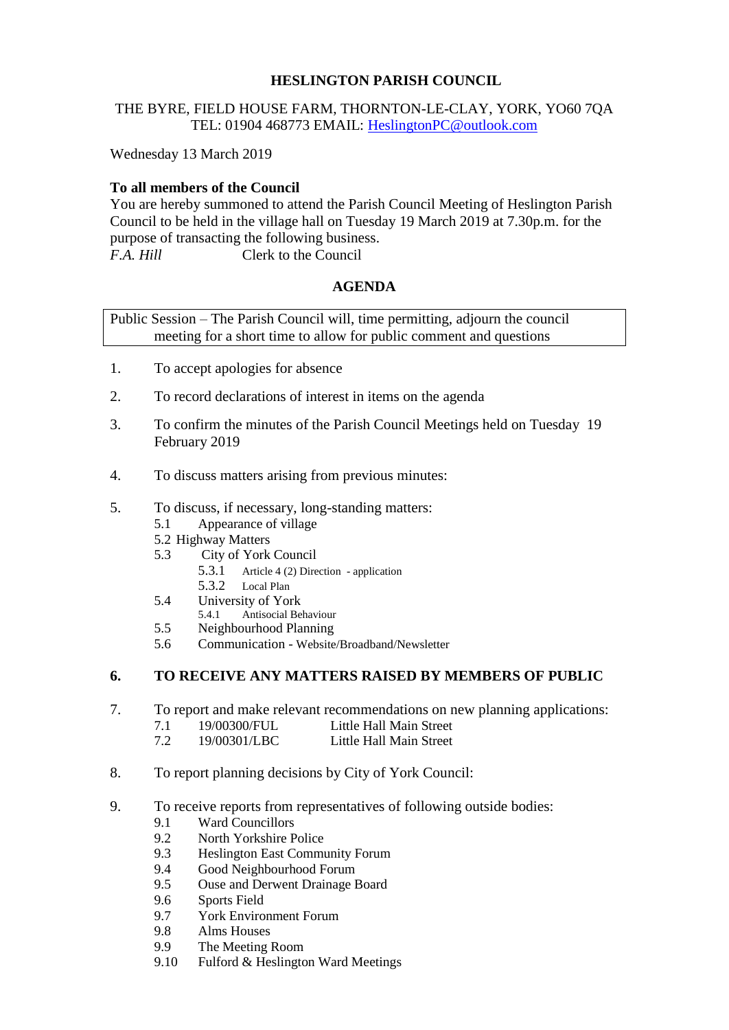# HESLINGTON PARISH COUNCIL

THE BYRE, FIELD HOUSE FARM, THORNTON-LE-CLAY, YORK, YO60 7QA
TEL: 01904 468773 EMAIL: HeslingtonPC@outlook.com

Wednesday 13 March 2019

**To all members of the Council**
You are hereby summoned to attend the Parish Council Meeting of Heslington Parish Council to be held in the village hall on Tuesday 19 March 2019 at 7.30p.m. for the purpose of transacting the following business.
*F.A. Hill* Clerk to the Council

## AGENDA

Public Session – The Parish Council will, time permitting, adjourn the council meeting for a short time to allow for public comment and questions

1. To accept apologies for absence
2. To record declarations of interest in items on the agenda
3. To confirm the minutes of the Parish Council Meetings held on Tuesday 19 February 2019
4. To discuss matters arising from previous minutes:
5. To discuss, if necessary, long-standing matters:
   - 5.1 Appearance of village
   - 5.2 Highway Matters
   - 5.3 City of York Council
     - 5.3.1 Article 4 (2) Direction - application
     - 5.3.2 Local Plan
   - 5.4 University of York
     - 5.4.1 Antisocial Behaviour
   - 5.5 Neighbourhood Planning
   - 5.6 Communication - Website/Broadband/Newsletter
6. **TO RECEIVE ANY MATTERS RAISED BY MEMBERS OF PUBLIC**
7. To report and make relevant recommendations on new planning applications:
   - 7.1 19/00300/FUL Little Hall Main Street
   - 7.2 19/00301/LBC Little Hall Main Street
8. To report planning decisions by City of York Council:
9. To receive reports from representatives of following outside bodies:
   - 9.1 Ward Councillors
   - 9.2 North Yorkshire Police
   - 9.3 Heslington East Community Forum
   - 9.4 Good Neighbourhood Forum
   - 9.5 Ouse and Derwent Drainage Board
   - 9.6 Sports Field
   - 9.7 York Environment Forum
   - 9.8 Alms Houses
   - 9.9 The Meeting Room
   - 9.10 Fulford & Heslington Ward Meetings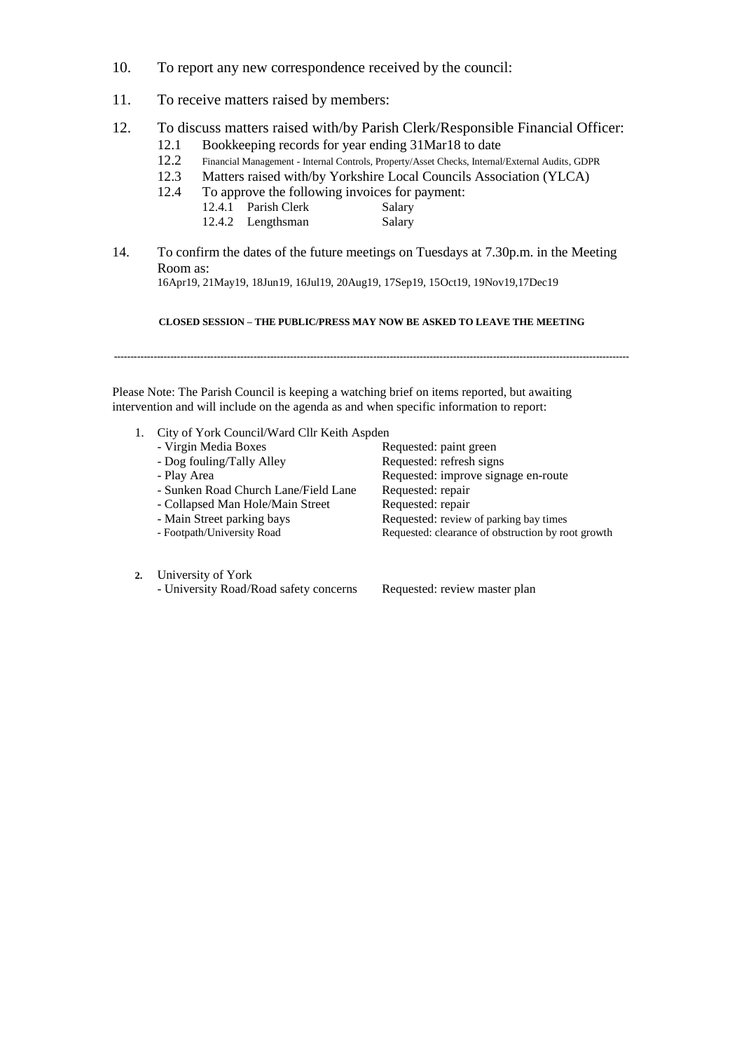10. To report any new correspondence received by the council:

11. To receive matters raised by members:

12. To discuss matters raised with/by Parish Clerk/Responsible Financial Officer:
    - 12.1 Bookkeeping records for year ending 31Mar18 to date
    - 12.2 Financial Management - Internal Controls, Property/Asset Checks, Internal/External Audits, GDPR
    - 12.3 Matters raised with/by Yorkshire Local Councils Association (YLCA)
    - 12.4 To approve the following invoices for payment:
        - 12.4.1 Parish Clerk Salary
        - 12.4.2 Lengthsman Salary

14. To confirm the dates of the future meetings on Tuesdays at 7.30p.m. in the Meeting Room as:
    16Apr19, 21May19, 18Jun19, 16Jul19, 20Aug19, 17Sep19, 15Oct19, 19Nov19,17Dec19

**CLOSED SESSION – THE PUBLIC/PRESS MAY NOW BE ASKED TO LEAVE THE MEETING**

---

Please Note: The Parish Council is keeping a watching brief on items reported, but awaiting intervention and will include on the agenda as and when specific information to report:

1. City of York Council/Ward Cllr Keith Aspden

| | |
|---|---|
| - Virgin Media Boxes | Requested: paint green |
| - Dog fouling/Tally Alley | Requested: refresh signs |
| - Play Area | Requested: improve signage en-route |
| - Sunken Road Church Lane/Field Lane | Requested: repair |
| - Collapsed Man Hole/Main Street | Requested: repair |
| - Main Street parking bays | Requested: review of parking bay times |
| - Footpath/University Road | Requested: clearance of obstruction by root growth |

2. University of York

| | |
|---|---|
| - University Road/Road safety concerns | Requested: review master plan |